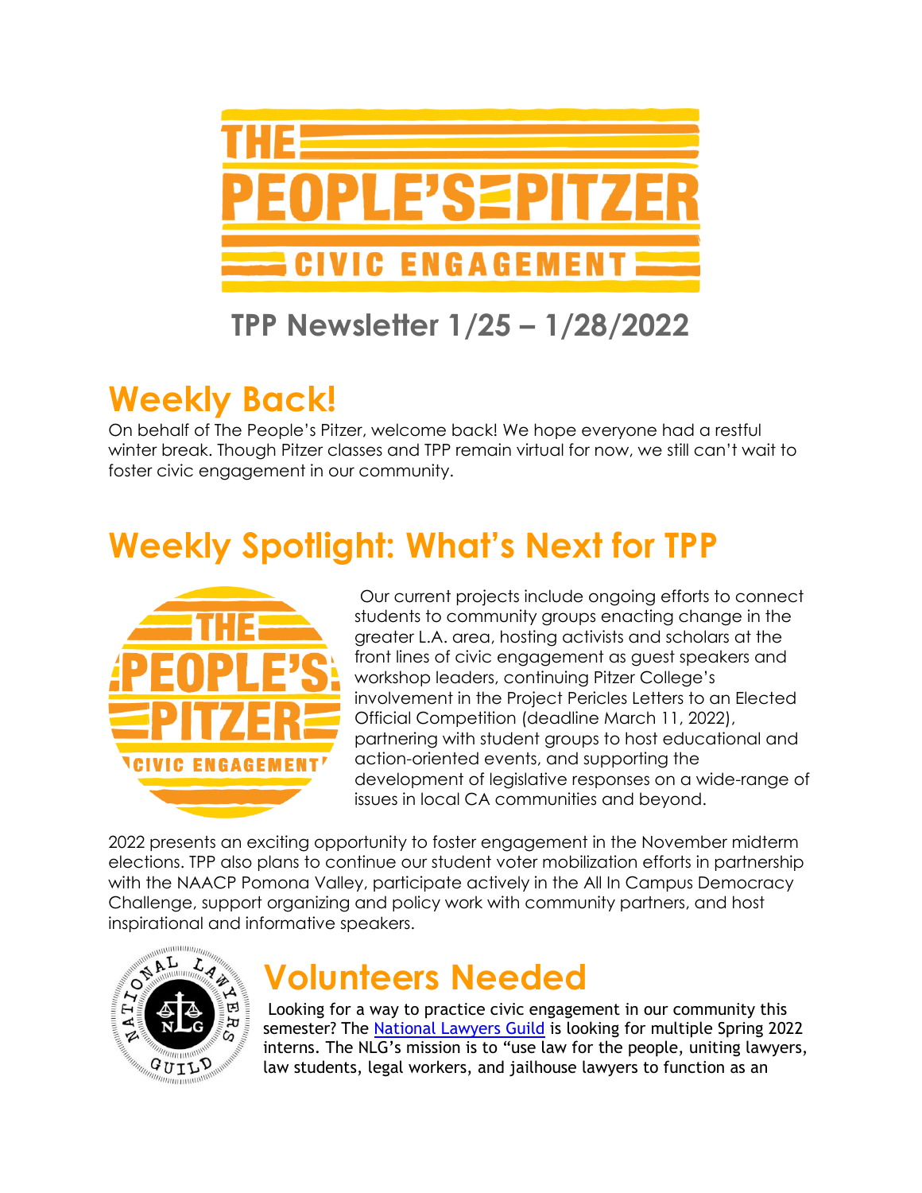# TPP Newsletter 1/25 – 1/28/2022

## Weekly Back!

On behalf of The People's Pitzer, welcome back! We hope everyone had a restful winter break. Though Pitzer classes and TPP remain virtual for now, we still can't wait to foster civic engagement in our community.

## Weekly Spotlight: What's Next for TPP

Our current projects include ongoing efforts to connect students to community groups enacting change in the greater L.A. area, hosting activists and scholars at the front lines of civic engagement as guest speakers and workshop leaders, continuing Pitzer College's involvement in the Project Pericles Letters to an Elected Official Competition (deadline March 11, 2022), partnering with student groups to host educational and action-oriented events, and supporting the development of legislative responses on a wide-range of issues in local CA communities and beyond.

2022 presents an exciting opportunity to foster engagement in the November midterm elections. TPP also plans to continue our student voter mobilization efforts in partnership with the NAACP Pomona Valley, participate actively in the All In Campus Democracy Challenge, support organizing and policy work with community partners, and host inspirational and informative speakers.

## Volunteers Needed

Looking for a way to practice civic engagement in our community this semester? The National Lawyers Guild is looking for multiple Spring 2022 interns. The NLG's mission is to "use law for the people, uniting lawyers, law students, legal workers, and jailhouse lawyers to function as an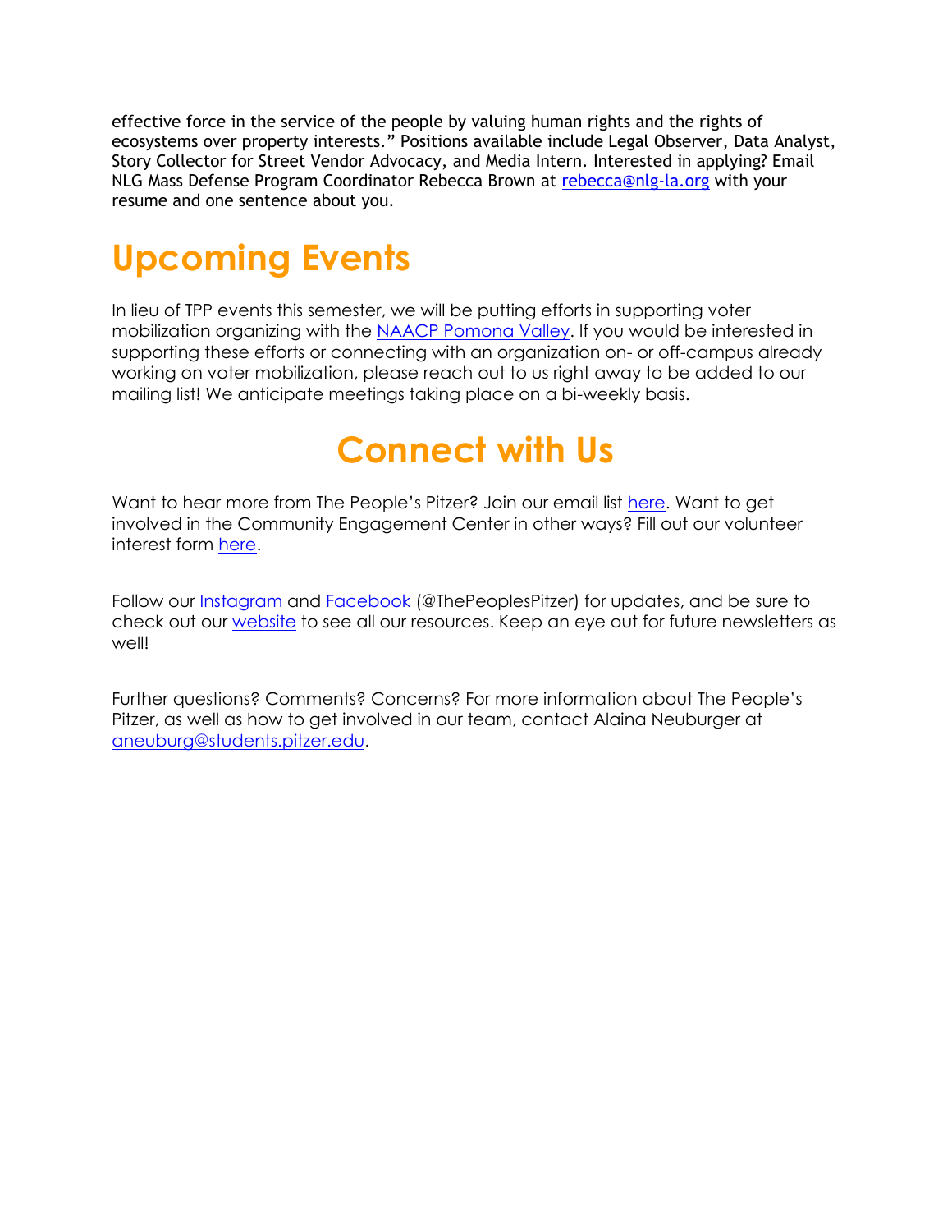effective force in the service of the people by valuing human rights and the rights of ecosystems over property interests." Positions available include Legal Observer, Data Analyst, Story Collector for Street Vendor Advocacy, and Media Intern. Interested in applying? Email NLG Mass Defense Program Coordinator Rebecca Brown at rebecca@nlg-la.org with your resume and one sentence about you.

# Upcoming Events

In lieu of TPP events this semester, we will be putting efforts in supporting voter mobilization organizing with the NAACP Pomona Valley. If you would be interested in supporting these efforts or connecting with an organization on- or off-campus already working on voter mobilization, please reach out to us right away to be added to our mailing list! We anticipate meetings taking place on a bi-weekly basis.

# Connect with Us

Want to hear more from The People's Pitzer? Join our email list here. Want to get involved in the Community Engagement Center in other ways? Fill out our volunteer interest form here.

Follow our Instagram and Facebook (@ThePeoplesPitzer) for updates, and be sure to check out our website to see all our resources. Keep an eye out for future newsletters as well!

Further questions? Comments? Concerns? For more information about The People's Pitzer, as well as how to get involved in our team, contact Alaina Neuburger at aneuburg@students.pitzer.edu.